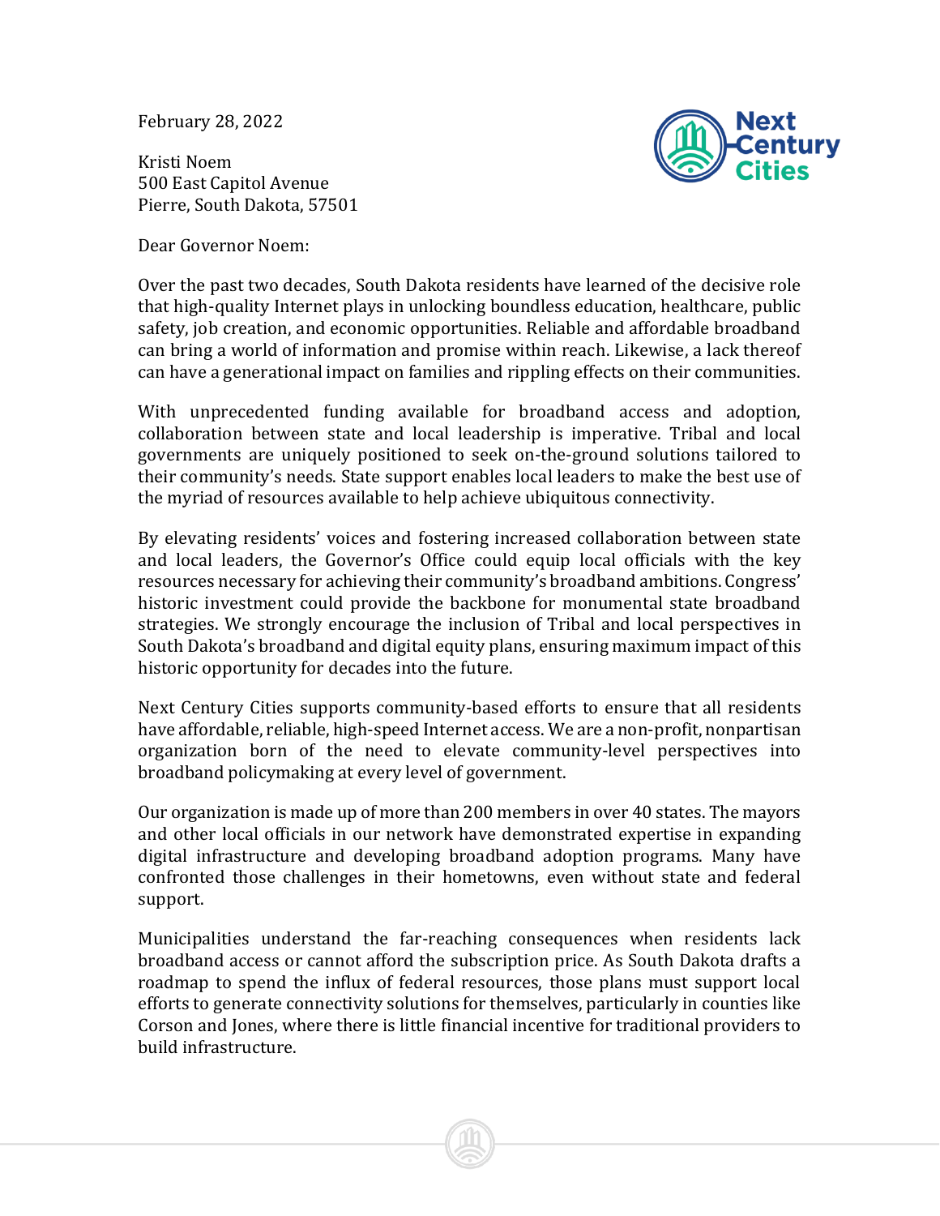February 28, 2022

Kristi Noem
500 East Capitol Avenue
Pierre, South Dakota, 57501

Dear Governor Noem:

Over the past two decades, South Dakota residents have learned of the decisive role that high-quality Internet plays in unlocking boundless education, healthcare, public safety, job creation, and economic opportunities. Reliable and affordable broadband can bring a world of information and promise within reach. Likewise, a lack thereof can have a generational impact on families and rippling effects on their communities.

With unprecedented funding available for broadband access and adoption, collaboration between state and local leadership is imperative. Tribal and local governments are uniquely positioned to seek on-the-ground solutions tailored to their community's needs. State support enables local leaders to make the best use of the myriad of resources available to help achieve ubiquitous connectivity.

By elevating residents' voices and fostering increased collaboration between state and local leaders, the Governor's Office could equip local officials with the key resources necessary for achieving their community's broadband ambitions. Congress' historic investment could provide the backbone for monumental state broadband strategies. We strongly encourage the inclusion of Tribal and local perspectives in South Dakota's broadband and digital equity plans, ensuring maximum impact of this historic opportunity for decades into the future.

Next Century Cities supports community-based efforts to ensure that all residents have affordable, reliable, high-speed Internet access. We are a non-profit, nonpartisan organization born of the need to elevate community-level perspectives into broadband policymaking at every level of government.

Our organization is made up of more than 200 members in over 40 states. The mayors and other local officials in our network have demonstrated expertise in expanding digital infrastructure and developing broadband adoption programs. Many have confronted those challenges in their hometowns, even without state and federal support.

Municipalities understand the far-reaching consequences when residents lack broadband access or cannot afford the subscription price. As South Dakota drafts a roadmap to spend the influx of federal resources, those plans must support local efforts to generate connectivity solutions for themselves, particularly in counties like Corson and Jones, where there is little financial incentive for traditional providers to build infrastructure.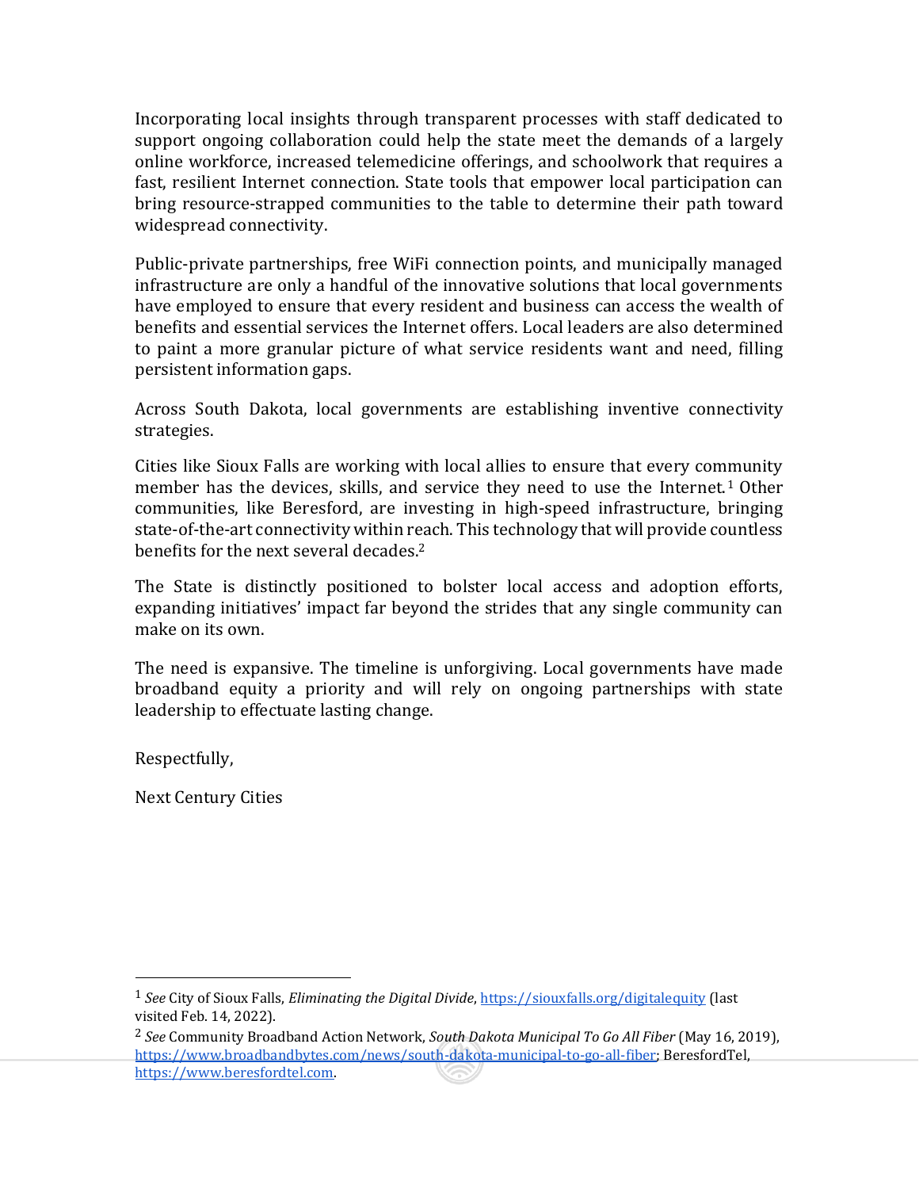Incorporating local insights through transparent processes with staff dedicated to support ongoing collaboration could help the state meet the demands of a largely online workforce, increased telemedicine offerings, and schoolwork that requires a fast, resilient Internet connection. State tools that empower local participation can bring resource-strapped communities to the table to determine their path toward widespread connectivity.

Public-private partnerships, free WiFi connection points, and municipally managed infrastructure are only a handful of the innovative solutions that local governments have employed to ensure that every resident and business can access the wealth of benefits and essential services the Internet offers. Local leaders are also determined to paint a more granular picture of what service residents want and need, filling persistent information gaps.

Across South Dakota, local governments are establishing inventive connectivity strategies.

Cities like Sioux Falls are working with local allies to ensure that every community member has the devices, skills, and service they need to use the Internet.[1] Other communities, like Beresford, are investing in high-speed infrastructure, bringing state-of-the-art connectivity within reach. This technology that will provide countless benefits for the next several decades.[2]

The State is distinctly positioned to bolster local access and adoption efforts, expanding initiatives' impact far beyond the strides that any single community can make on its own.

The need is expansive. The timeline is unforgiving. Local governments have made broadband equity a priority and will rely on ongoing partnerships with state leadership to effectuate lasting change.

Respectfully,

Next Century Cities

---

[1] *See* City of Sioux Falls, *Eliminating the Digital Divide*, https://siouxfalls.org/digitalequity (last visited Feb. 14, 2022).

[2] *See* Community Broadband Action Network, *South Dakota Municipal To Go All Fiber* (May 16, 2019), https://www.broadbandbytes.com/news/south-dakota-municipal-to-go-all-fiber; BeresfordTel, https://www.beresfordtel.com.